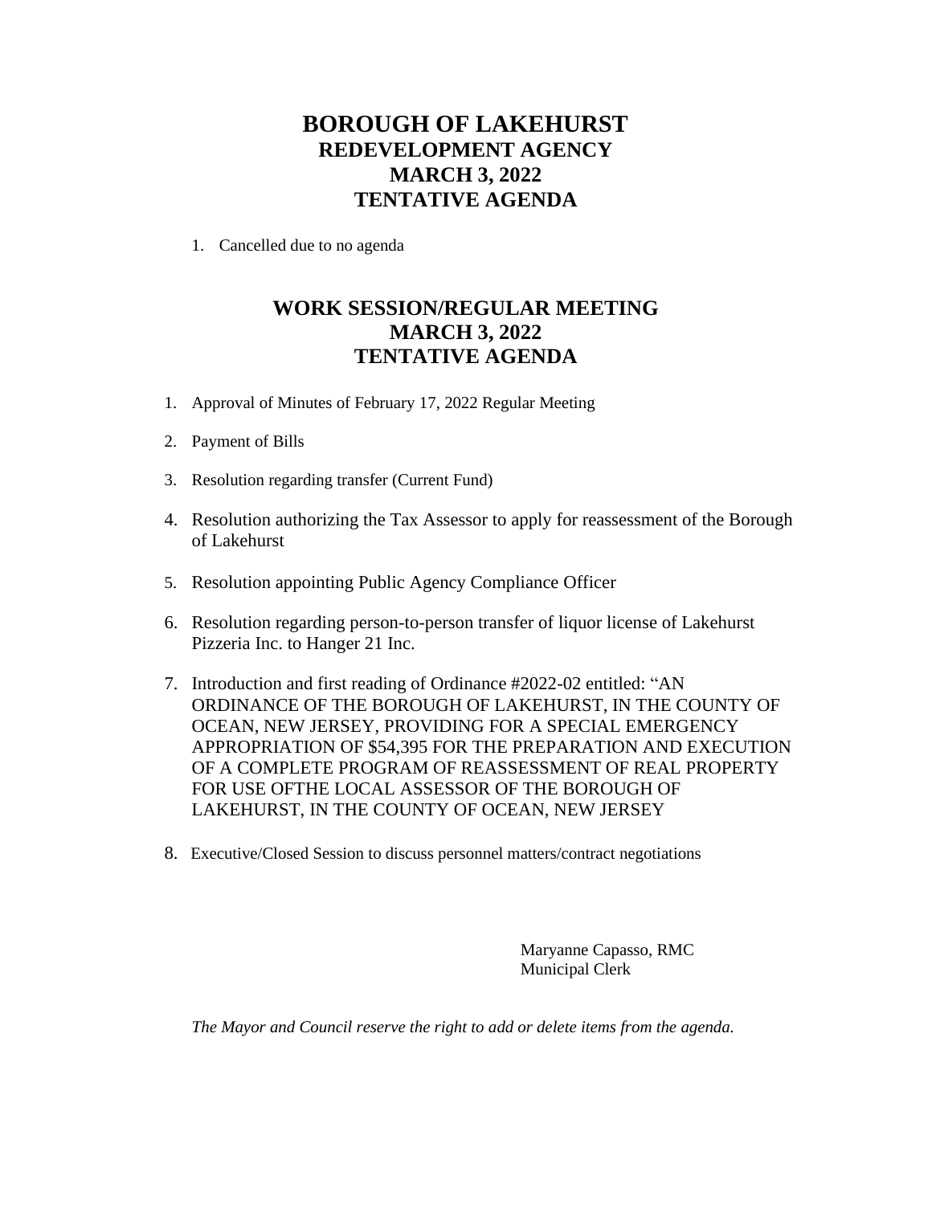# BOROUGH OF LAKEHURST
## REDEVELOPMENT AGENCY
## MARCH 3, 2022
## TENTATIVE AGENDA

1. Cancelled due to no agenda

## WORK SESSION/REGULAR MEETING
## MARCH 3, 2022
## TENTATIVE AGENDA

1. Approval of Minutes of February 17, 2022 Regular Meeting

2. Payment of Bills

3. Resolution regarding transfer (Current Fund)

4. Resolution authorizing the Tax Assessor to apply for reassessment of the Borough of Lakehurst

5. Resolution appointing Public Agency Compliance Officer

6. Resolution regarding person-to-person transfer of liquor license of Lakehurst Pizzeria Inc. to Hanger 21 Inc.

7. Introduction and first reading of Ordinance #2022-02 entitled: "AN ORDINANCE OF THE BOROUGH OF LAKEHURST, IN THE COUNTY OF OCEAN, NEW JERSEY, PROVIDING FOR A SPECIAL EMERGENCY APPROPRIATION OF $54,395 FOR THE PREPARATION AND EXECUTION OF A COMPLETE PROGRAM OF REASSESSMENT OF REAL PROPERTY FOR USE OFTHE LOCAL ASSESSOR OF THE BOROUGH OF LAKEHURST, IN THE COUNTY OF OCEAN, NEW JERSEY

8. Executive/Closed Session to discuss personnel matters/contract negotiations

Maryanne Capasso, RMC
Municipal Clerk

*The Mayor and Council reserve the right to add or delete items from the agenda.*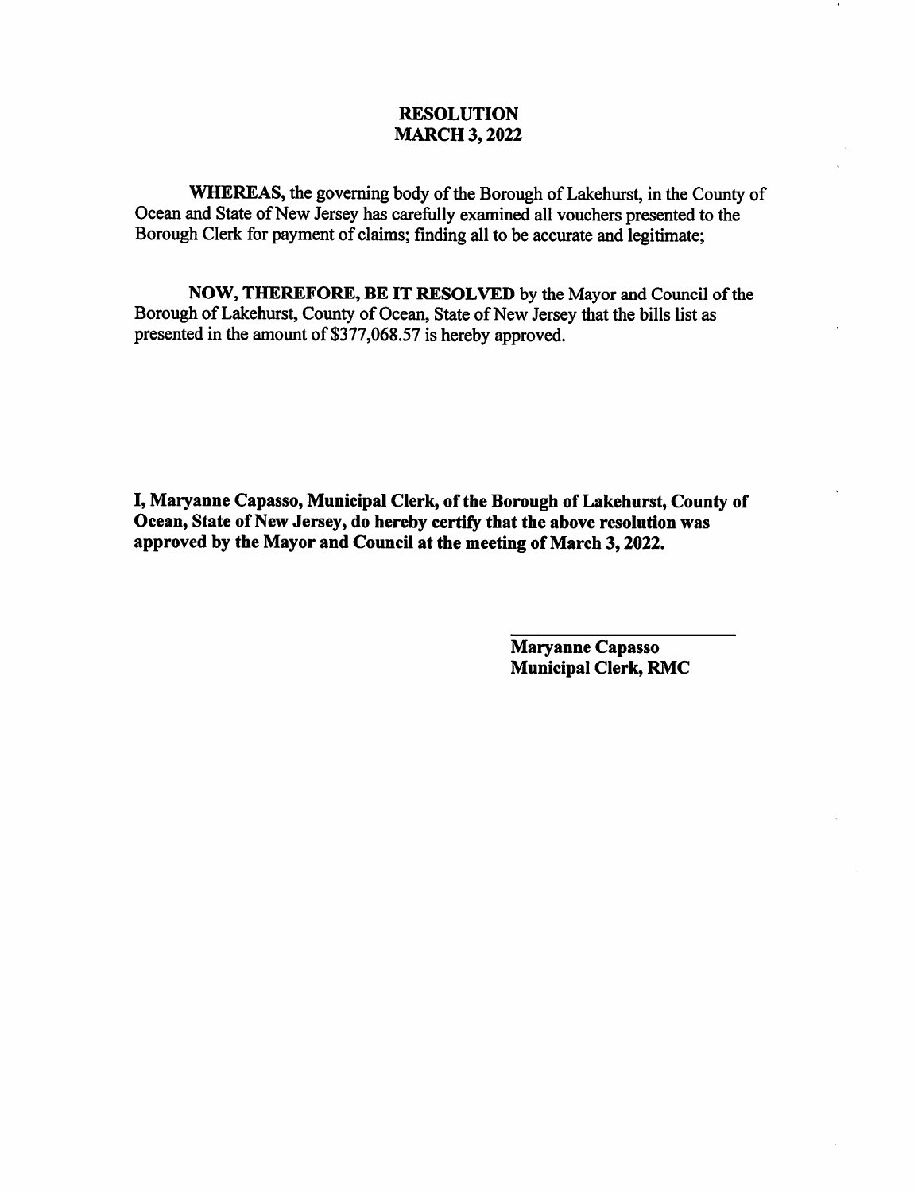# RESOLUTION
## MARCH 3, 2022

**WHEREAS,** the governing body of the Borough of Lakehurst, in the County of Ocean and State of New Jersey has carefully examined all vouchers presented to the Borough Clerk for payment of claims; finding all to be accurate and legitimate;

**NOW, THEREFORE, BE IT RESOLVED** by the Mayor and Council of the Borough of Lakehurst, County of Ocean, State of New Jersey that the bills list as presented in the amount of $377,068.57 is hereby approved.

**I, Maryanne Capasso, Municipal Clerk, of the Borough of Lakehurst, County of Ocean, State of New Jersey, do hereby certify that the above resolution was approved by the Mayor and Council at the meeting of March 3, 2022.**

**Maryanne Capasso**
**Municipal Clerk, RMC**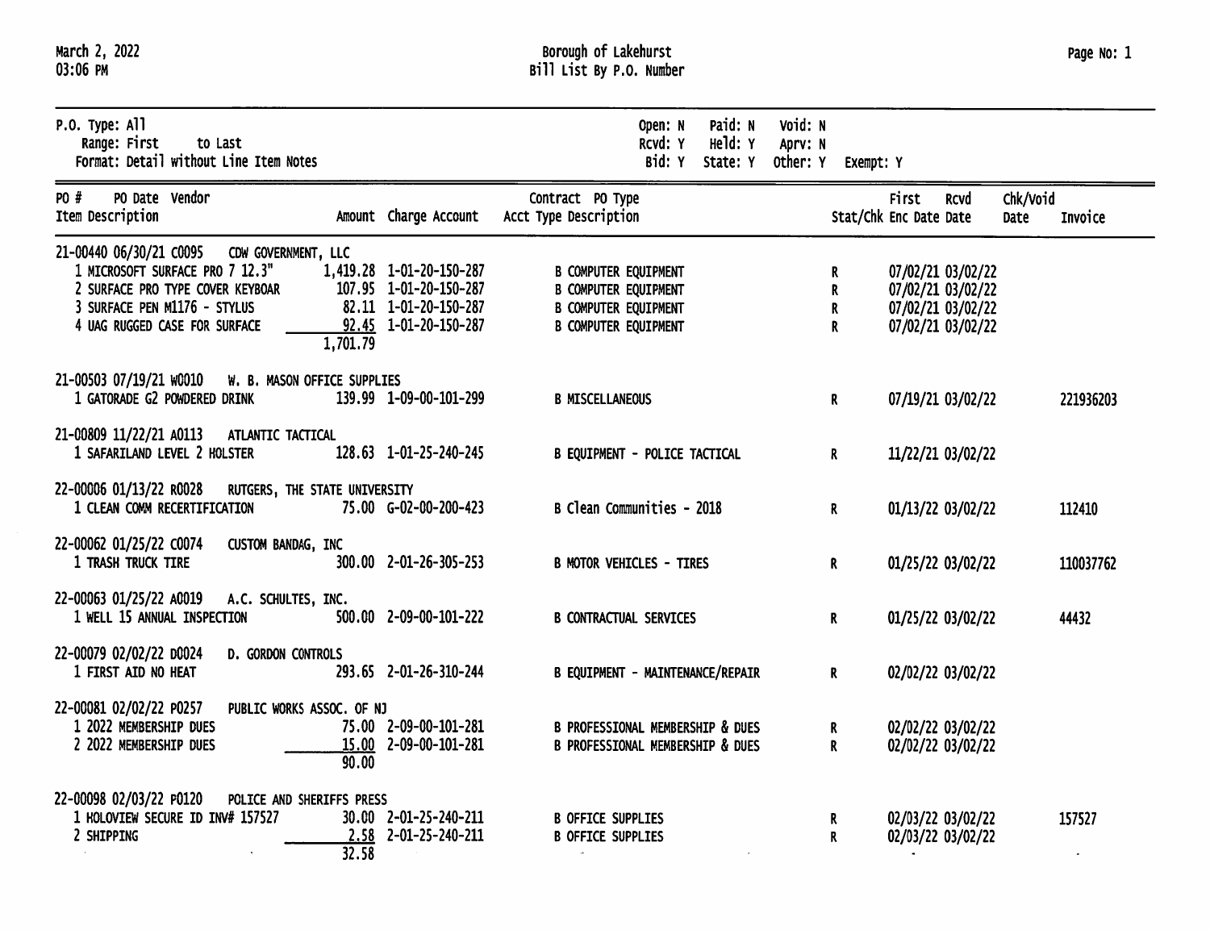# Borough of Lakehurst

## Bill List By P.O. Number

March 2, 2022
03:06 PM

P.O. Type: All
Range: First to Last
Format: Detail without Line Item Notes

Open: N Paid: N Void: N
Rcvd: Y Held: Y Aprv: N
Bid: Y State: Y Other: Y Exempt: Y

| PO # | PO Date | Vendor | | Contract | PO Type | | | | | |
|---|---|---|---|---|---|---|---|---|---|---|
| Item Description | | Amount | Charge Account | Acct Type Description | | Stat/Chk | First Enc Date | Rcvd Date | Chk/Void Date | Invoice |
| **21-00440** | **06/30/21** | **C0095 CDW GOVERNMENT, LLC** | | | | | | | | |
| 1 MICROSOFT SURFACE PRO 7 12.3" | | 1,419.28 | 1-01-20-150-287 | B COMPUTER EQUIPMENT | | R | 07/02/21 | 03/02/22 | | |
| 2 SURFACE PRO TYPE COVER KEYBOAR | | 107.95 | 1-01-20-150-287 | B COMPUTER EQUIPMENT | | R | 07/02/21 | 03/02/22 | | |
| 3 SURFACE PEN M1176 - STYLUS | | 82.11 | 1-01-20-150-287 | B COMPUTER EQUIPMENT | | R | 07/02/21 | 03/02/22 | | |
| 4 UAG RUGGED CASE FOR SURFACE | | 92.45 | 1-01-20-150-287 | B COMPUTER EQUIPMENT | | R | 07/02/21 | 03/02/22 | | |
| | | 1,701.79 | | | | | | | | |
| **21-00503** | **07/19/21** | **W0010 W. B. MASON OFFICE SUPPLIES** | | | | | | | | |
| 1 GATORADE G2 POWDERED DRINK | | 139.99 | 1-09-00-101-299 | B MISCELLANEOUS | | R | 07/19/21 | 03/02/22 | | 221936203 |
| **21-00809** | **11/22/21** | **A0113 ATLANTIC TACTICAL** | | | | | | | | |
| 1 SAFARILAND LEVEL 2 HOLSTER | | 128.63 | 1-01-25-240-245 | B EQUIPMENT - POLICE TACTICAL | | R | 11/22/21 | 03/02/22 | | |
| **22-00006** | **01/13/22** | **R0028 RUTGERS, THE STATE UNIVERSITY** | | | | | | | | |
| 1 CLEAN COMM RECERTIFICATION | | 75.00 | G-02-00-200-423 | B Clean Communities - 2018 | | R | 01/13/22 | 03/02/22 | | 112410 |
| **22-00062** | **01/25/22** | **C0074 CUSTOM BANDAG, INC** | | | | | | | | |
| 1 TRASH TRUCK TIRE | | 300.00 | 2-01-26-305-253 | B MOTOR VEHICLES - TIRES | | R | 01/25/22 | 03/02/22 | | 110037762 |
| **22-00063** | **01/25/22** | **A0019 A.C. SCHULTES, INC.** | | | | | | | | |
| 1 WELL 15 ANNUAL INSPECTION | | 500.00 | 2-09-00-101-222 | B CONTRACTUAL SERVICES | | R | 01/25/22 | 03/02/22 | | 44432 |
| **22-00079** | **02/02/22** | **D0024 D. GORDON CONTROLS** | | | | | | | | |
| 1 FIRST AID NO HEAT | | 293.65 | 2-01-26-310-244 | B EQUIPMENT - MAINTENANCE/REPAIR | | R | 02/02/22 | 03/02/22 | | |
| **22-00081** | **02/02/22** | **P0257 PUBLIC WORKS ASSOC. OF NJ** | | | | | | | | |
| 1 2022 MEMBERSHIP DUES | | 75.00 | 2-09-00-101-281 | B PROFESSIONAL MEMBERSHIP & DUES | | R | 02/02/22 | 03/02/22 | | |
| 2 2022 MEMBERSHIP DUES | | 15.00 | 2-09-00-101-281 | B PROFESSIONAL MEMBERSHIP & DUES | | R | 02/02/22 | 03/02/22 | | |
| | | 90.00 | | | | | | | | |
| **22-00098** | **02/03/22** | **P0120 POLICE AND SHERIFFS PRESS** | | | | | | | | |
| 1 HOLOVIEW SECURE ID INV# 157527 | | 30.00 | 2-01-25-240-211 | B OFFICE SUPPLIES | | R | 02/03/22 | 03/02/22 | | 157527 |
| 2 SHIPPING | | 2.58 | 2-01-25-240-211 | B OFFICE SUPPLIES | | R | 02/03/22 | 03/02/22 | | |
| | | 32.58 | | | | | | | | |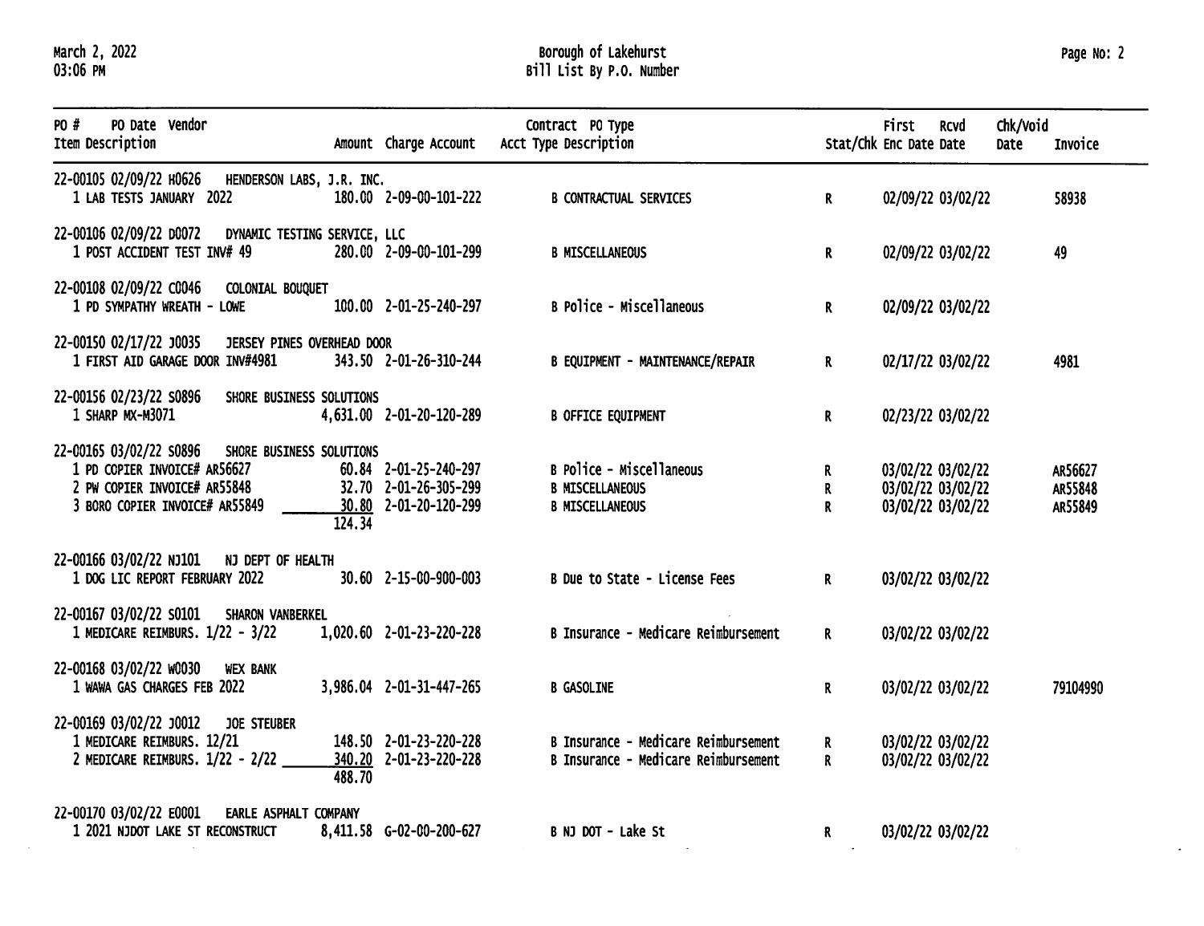# Borough of Lakehurst

## Bill List By P.O. Number

March 2, 2022
03:06 PM

| PO # PO Date Vendor / Item Description | Amount | Charge Account | Contract Acct Type | PO Type Description | Stat/Chk | First Enc Date | Rcvd Date | Chk/Void Date | Invoice |
|---|---|---|---|---|---|---|---|---|---|
| 22-00105 02/09/22 H0626 HENDERSON LABS, J.R. INC. | | | | | | | | | |
| 1 LAB TESTS JANUARY 2022 | 180.00 | 2-09-00-101-222 | B | CONTRACTUAL SERVICES | R | 02/09/22 | 03/02/22 | | 58938 |
| 22-00106 02/09/22 D0072 DYNAMIC TESTING SERVICE, LLC | | | | | | | | | |
| 1 POST ACCIDENT TEST INV# 49 | 280.00 | 2-09-00-101-299 | B | MISCELLANEOUS | R | 02/09/22 | 03/02/22 | | 49 |
| 22-00108 02/09/22 C0046 COLONIAL BOUQUET | | | | | | | | | |
| 1 PD SYMPATHY WREATH - LOWE | 100.00 | 2-01-25-240-297 | B | Police - Miscellaneous | R | 02/09/22 | 03/02/22 | | |
| 22-00150 02/17/22 J0035 JERSEY PINES OVERHEAD DOOR | | | | | | | | | |
| 1 FIRST AID GARAGE DOOR INV#4981 | 343.50 | 2-01-26-310-244 | B | EQUIPMENT - MAINTENANCE/REPAIR | R | 02/17/22 | 03/02/22 | | 4981 |
| 22-00156 02/23/22 S0896 SHORE BUSINESS SOLUTIONS | | | | | | | | | |
| 1 SHARP MX-M3071 | 4,631.00 | 2-01-20-120-289 | B | OFFICE EQUIPMENT | R | 02/23/22 | 03/02/22 | | |
| 22-00165 03/02/22 S0896 SHORE BUSINESS SOLUTIONS | | | | | | | | | |
| 1 PD COPIER INVOICE# AR56627 | 60.84 | 2-01-25-240-297 | B | Police - Miscellaneous | R | 03/02/22 | 03/02/22 | | AR56627 |
| 2 PW COPIER INVOICE# AR55848 | 32.70 | 2-01-26-305-299 | B | MISCELLANEOUS | R | 03/02/22 | 03/02/22 | | AR55848 |
| 3 BORO COPIER INVOICE# AR55849 | 30.80 | 2-01-20-120-299 | B | MISCELLANEOUS | R | 03/02/22 | 03/02/22 | | AR55849 |
| | 124.34 | | | | | | | | |
| 22-00166 03/02/22 NJ101 NJ DEPT OF HEALTH | | | | | | | | | |
| 1 DOG LIC REPORT FEBRUARY 2022 | 30.60 | 2-15-00-900-003 | B | Due to State - License Fees | R | 03/02/22 | 03/02/22 | | |
| 22-00167 03/02/22 S0101 SHARON VANBERKEL | | | | | | | | | |
| 1 MEDICARE REIMBURS. 1/22 - 3/22 | 1,020.60 | 2-01-23-220-228 | B | Insurance - Medicare Reimbursement | R | 03/02/22 | 03/02/22 | | |
| 22-00168 03/02/22 W0030 WEX BANK | | | | | | | | | |
| 1 WAWA GAS CHARGES FEB 2022 | 3,986.04 | 2-01-31-447-265 | B | GASOLINE | R | 03/02/22 | 03/02/22 | | 79104990 |
| 22-00169 03/02/22 J0012 JOE STEUBER | | | | | | | | | |
| 1 MEDICARE REIMBURS. 12/21 | 148.50 | 2-01-23-220-228 | B | Insurance - Medicare Reimbursement | R | 03/02/22 | 03/02/22 | | |
| 2 MEDICARE REIMBURS. 1/22 - 2/22 | 340.20 | 2-01-23-220-228 | B | Insurance - Medicare Reimbursement | R | 03/02/22 | 03/02/22 | | |
| | 488.70 | | | | | | | | |
| 22-00170 03/02/22 E0001 EARLE ASPHALT COMPANY | | | | | | | | | |
| 1 2021 NJDOT LAKE ST RECONSTRUCT | 8,411.58 | G-02-00-200-627 | B | NJ DOT - Lake St | R | 03/02/22 | 03/02/22 | | |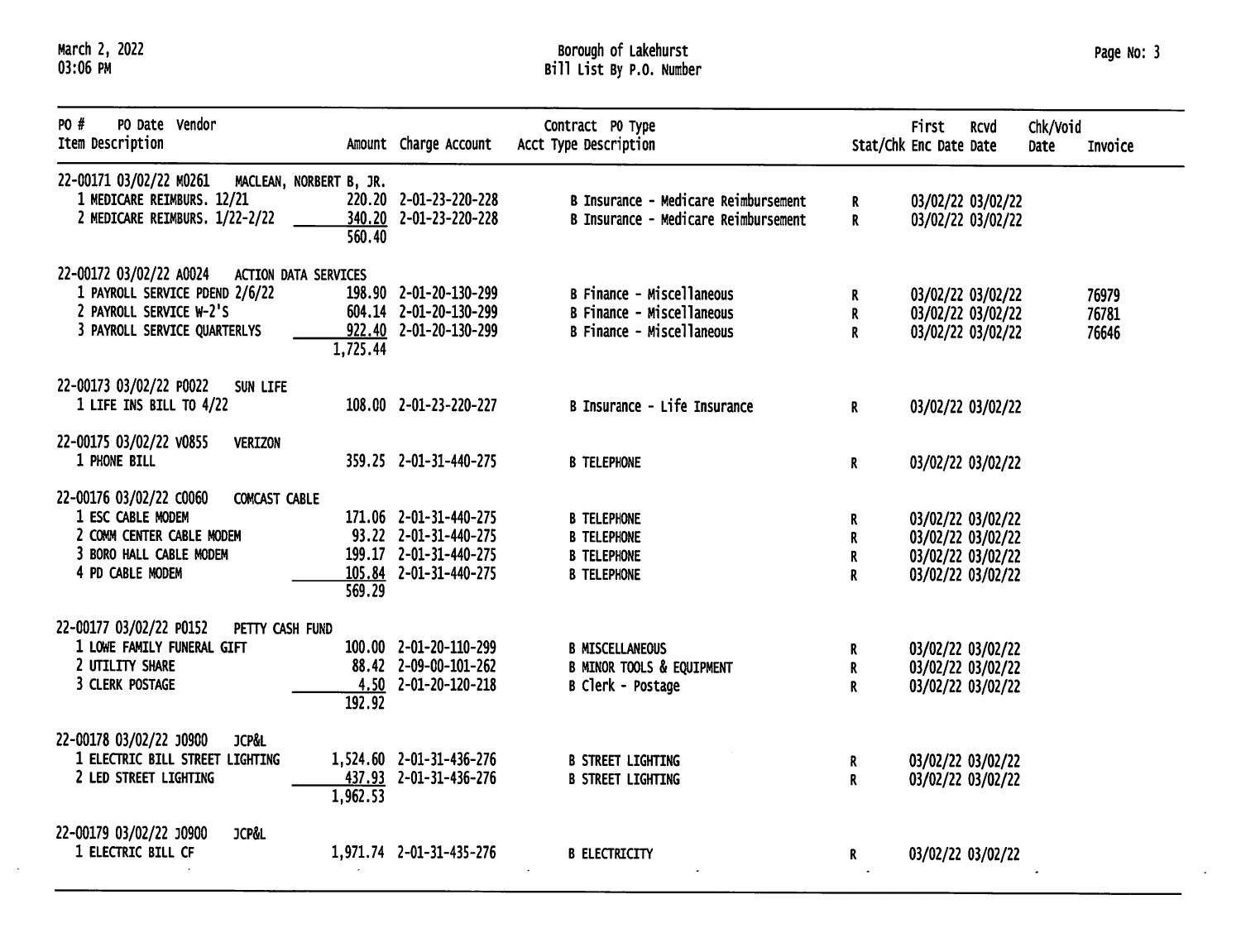Borough of Lakehurst
Bill List By P.O. Number

| PO # | PO Date | Vendor | | | Contract PO Type | | | | | |
|---|---|---|---|---|---|---|---|---|---|---|
| Item Description | | | Amount | Charge Account | Acct Type Description | Stat/Chk | First Enc Date | Rcvd Date | Chk/Void Date | Invoice |
| 22-00171 | 03/02/22 | M0261 MACLEAN, NORBERT B, JR. | | | | | | | | |
| 1 MEDICARE REIMBURS. 12/21 | | | 220.20 | 2-01-23-220-228 | B Insurance - Medicare Reimbursement | R | 03/02/22 | 03/02/22 | | |
| 2 MEDICARE REIMBURS. 1/22-2/22 | | | 340.20 | 2-01-23-220-228 | B Insurance - Medicare Reimbursement | R | 03/02/22 | 03/02/22 | | |
| | | | 560.40 | | | | | | | |
| 22-00172 | 03/02/22 | A0024 ACTION DATA SERVICES | | | | | | | | |
| 1 PAYROLL SERVICE PDEND 2/6/22 | | | 198.90 | 2-01-20-130-299 | B Finance - Miscellaneous | R | 03/02/22 | 03/02/22 | | 76979 |
| 2 PAYROLL SERVICE W-2'S | | | 604.14 | 2-01-20-130-299 | B Finance - Miscellaneous | R | 03/02/22 | 03/02/22 | | 76781 |
| 3 PAYROLL SERVICE QUARTERLYS | | | 922.40 | 2-01-20-130-299 | B Finance - Miscellaneous | R | 03/02/22 | 03/02/22 | | 76646 |
| | | | 1,725.44 | | | | | | | |
| 22-00173 | 03/02/22 | P0022 SUN LIFE | | | | | | | | |
| 1 LIFE INS BILL TO 4/22 | | | 108.00 | 2-01-23-220-227 | B Insurance - Life Insurance | R | 03/02/22 | 03/02/22 | | |
| 22-00175 | 03/02/22 | V0855 VERIZON | | | | | | | | |
| 1 PHONE BILL | | | 359.25 | 2-01-31-440-275 | B TELEPHONE | R | 03/02/22 | 03/02/22 | | |
| 22-00176 | 03/02/22 | C0060 COMCAST CABLE | | | | | | | | |
| 1 ESC CABLE MODEM | | | 171.06 | 2-01-31-440-275 | B TELEPHONE | R | 03/02/22 | 03/02/22 | | |
| 2 COMM CENTER CABLE MODEM | | | 93.22 | 2-01-31-440-275 | B TELEPHONE | R | 03/02/22 | 03/02/22 | | |
| 3 BORO HALL CABLE MODEM | | | 199.17 | 2-01-31-440-275 | B TELEPHONE | R | 03/02/22 | 03/02/22 | | |
| 4 PD CABLE MODEM | | | 105.84 | 2-01-31-440-275 | B TELEPHONE | R | 03/02/22 | 03/02/22 | | |
| | | | 569.29 | | | | | | | |
| 22-00177 | 03/02/22 | P0152 PETTY CASH FUND | | | | | | | | |
| 1 LOWE FAMILY FUNERAL GIFT | | | 100.00 | 2-01-20-110-299 | B MISCELLANEOUS | R | 03/02/22 | 03/02/22 | | |
| 2 UTILITY SHARE | | | 88.42 | 2-09-00-101-262 | B MINOR TOOLS & EQUIPMENT | R | 03/02/22 | 03/02/22 | | |
| 3 CLERK POSTAGE | | | 4.50 | 2-01-20-120-218 | B Clerk - Postage | R | 03/02/22 | 03/02/22 | | |
| | | | 192.92 | | | | | | | |
| 22-00178 | 03/02/22 | J0900 JCP&L | | | | | | | | |
| 1 ELECTRIC BILL STREET LIGHTING | | | 1,524.60 | 2-01-31-436-276 | B STREET LIGHTING | R | 03/02/22 | 03/02/22 | | |
| 2 LED STREET LIGHTING | | | 437.93 | 2-01-31-436-276 | B STREET LIGHTING | R | 03/02/22 | 03/02/22 | | |
| | | | 1,962.53 | | | | | | | |
| 22-00179 | 03/02/22 | J0900 JCP&L | | | | | | | | |
| 1 ELECTRIC BILL CF | | | 1,971.74 | 2-01-31-435-276 | B ELECTRICITY | R | 03/02/22 | 03/02/22 | | |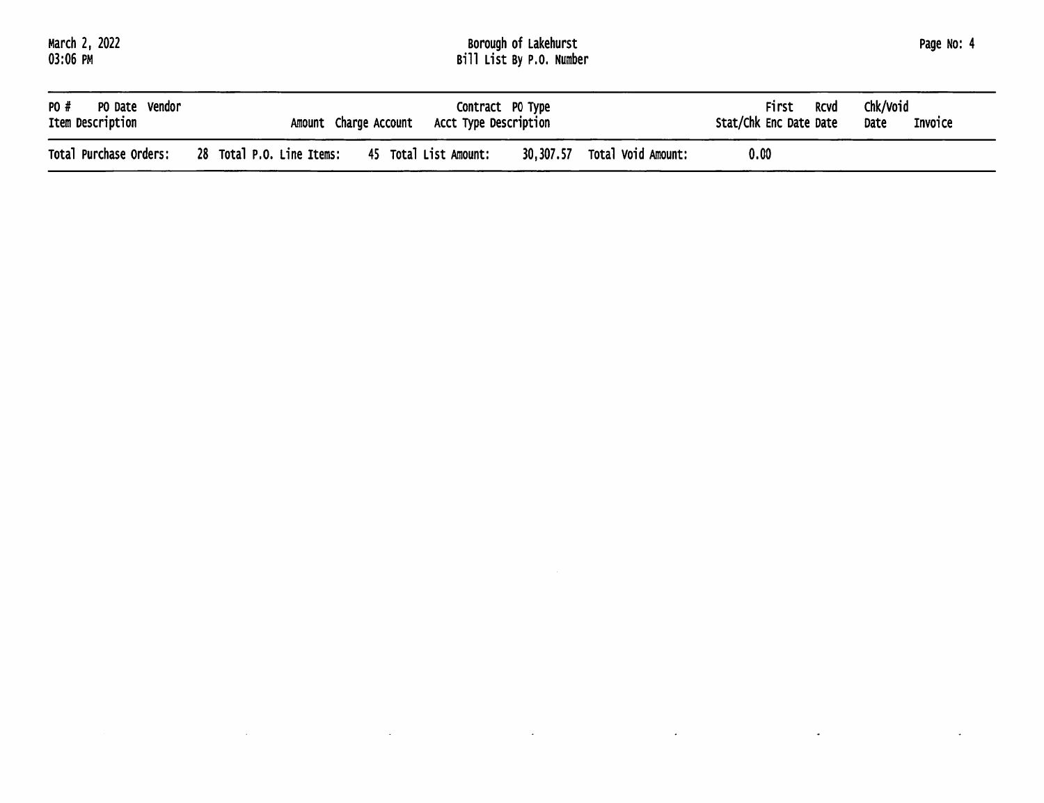| PO # PO Date Vendor<br>Item Description | Amount | Charge Account | Contract PO Type<br>Acct Type Description | First<br>Stat/Chk Enc Date | Rcvd<br>Date | Chk/Void<br>Date | Invoice |
|---|---|---|---|---|---|---|---|

Total Purchase Orders: 28 Total P.O. Line Items: 45 Total List Amount: 30,307.57 Total Void Amount: 0.00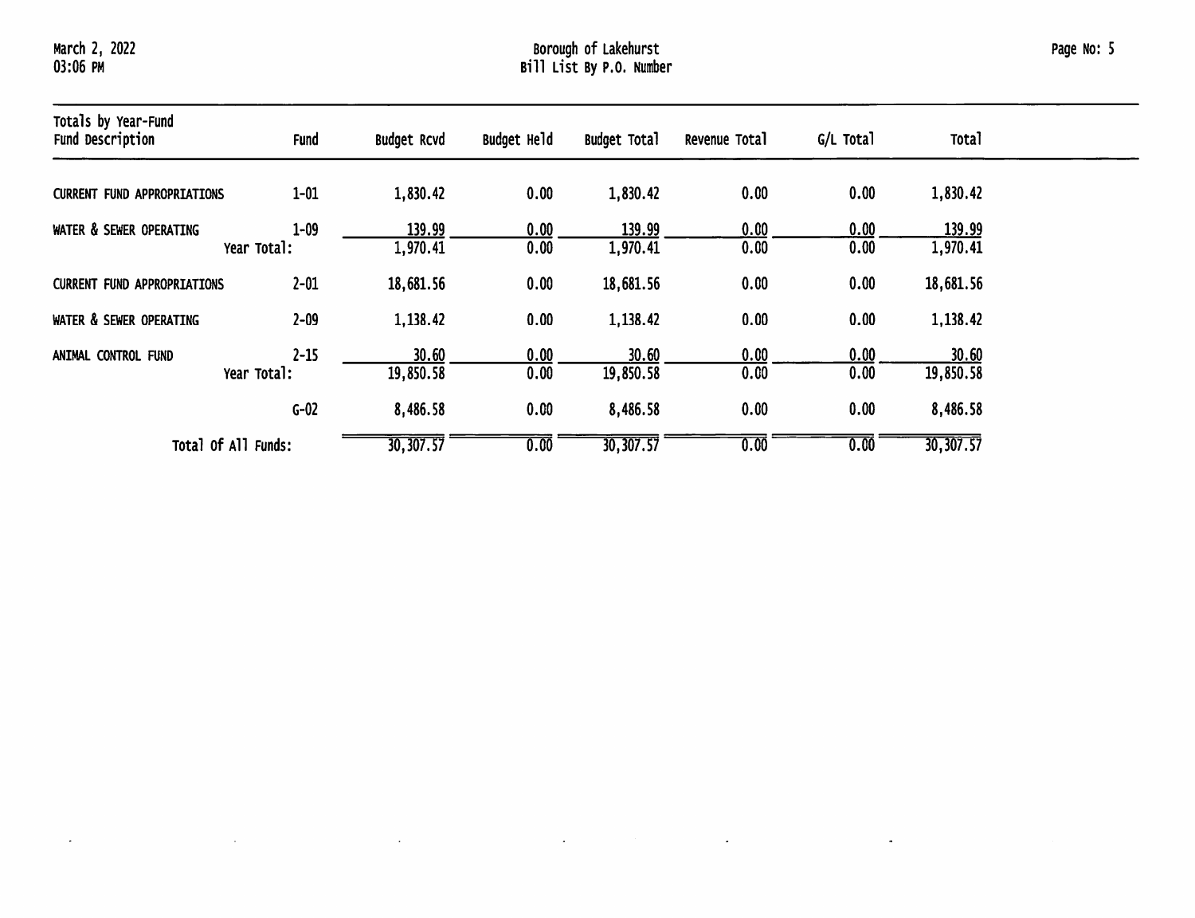| Totals by Year-Fund<br>Fund Description | Fund | Budget Rcvd | Budget Held | Budget Total | Revenue Total | G/L Total | Total |
|---|---|---|---|---|---|---|---|
| CURRENT FUND APPROPRIATIONS | 1-01 | 1,830.42 | 0.00 | 1,830.42 | 0.00 | 0.00 | 1,830.42 |
| WATER & SEWER OPERATING | 1-09 | 139.99 | 0.00 | 139.99 | 0.00 | 0.00 | 139.99 |
| Year Total: | | 1,970.41 | 0.00 | 1,970.41 | 0.00 | 0.00 | 1,970.41 |
| CURRENT FUND APPROPRIATIONS | 2-01 | 18,681.56 | 0.00 | 18,681.56 | 0.00 | 0.00 | 18,681.56 |
| WATER & SEWER OPERATING | 2-09 | 1,138.42 | 0.00 | 1,138.42 | 0.00 | 0.00 | 1,138.42 |
| ANIMAL CONTROL FUND | 2-15 | 30.60 | 0.00 | 30.60 | 0.00 | 0.00 | 30.60 |
| Year Total: | | 19,850.58 | 0.00 | 19,850.58 | 0.00 | 0.00 | 19,850.58 |
| | G-02 | 8,486.58 | 0.00 | 8,486.58 | 0.00 | 0.00 | 8,486.58 |
| Total Of All Funds: | | 30,307.57 | 0.00 | 30,307.57 | 0.00 | 0.00 | 30,307.57 |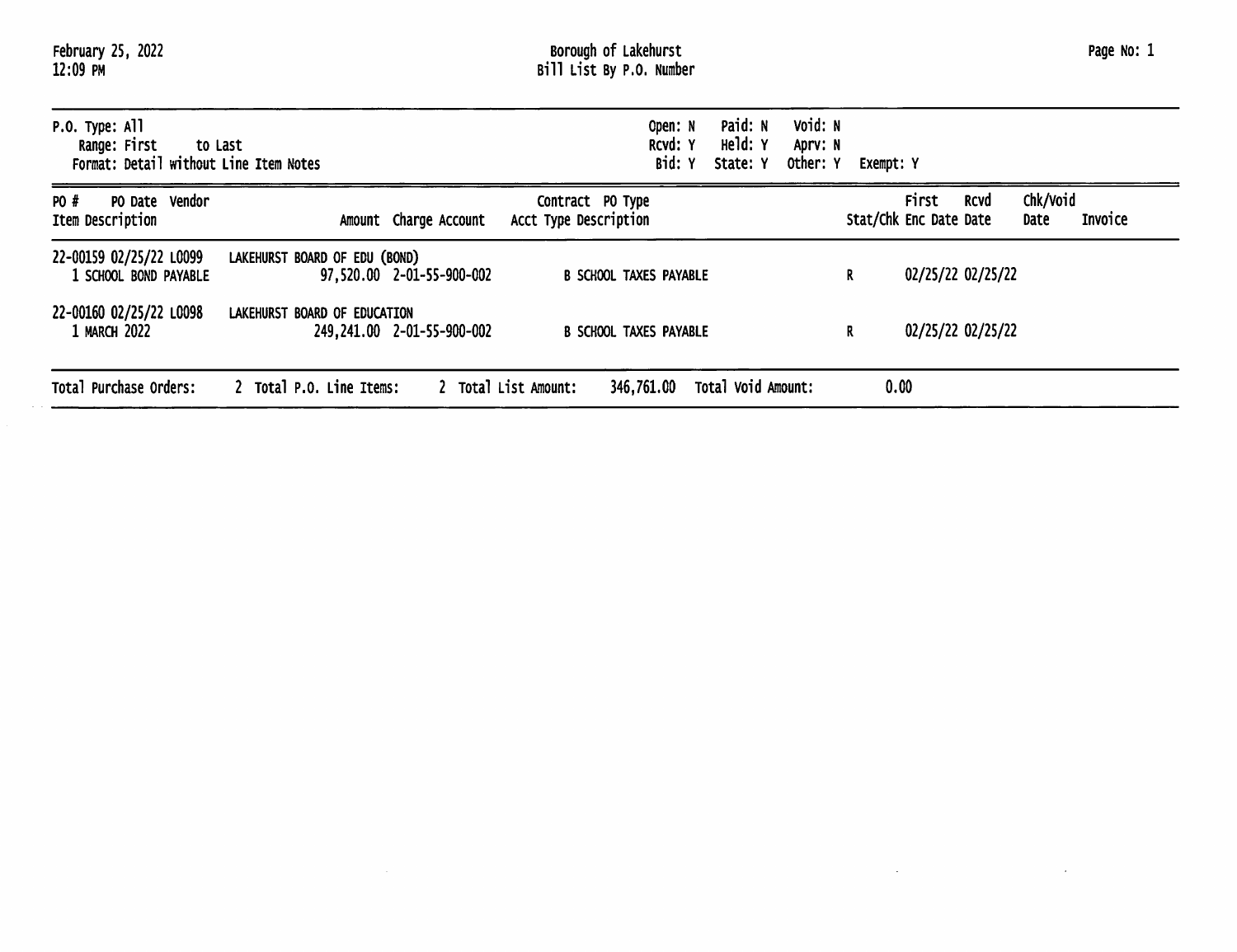February 25, 2022
12:09 PM

# Borough of Lakehurst
## Bill List By P.O. Number

P.O. Type: All
Range: First to Last
Format: Detail without Line Item Notes

Open: N Paid: N Void: N
Rcvd: Y Held: Y Aprv: N
Bid: Y State: Y Other: Y Exempt: Y

| PO # / Item Description | PO Date | Vendor | Amount | Charge Account | Contract Acct Type | PO Type Description | Stat/Chk | First Enc Date | Rcvd Date | Chk/Void Date | Invoice |
|---|---|---|---|---|---|---|---|---|---|---|---|
| 22-00159 | 02/25/22 | L0099 LAKEHURST BOARD OF EDU (BOND) | | | | | | | | | |
| 1 SCHOOL BOND PAYABLE | | | 97,520.00 | 2-01-55-900-002 | B | SCHOOL TAXES PAYABLE | R | 02/25/22 | 02/25/22 | | |
| 22-00160 | 02/25/22 | L0098 LAKEHURST BOARD OF EDUCATION | | | | | | | | | |
| 1 MARCH 2022 | | | 249,241.00 | 2-01-55-900-002 | B | SCHOOL TAXES PAYABLE | R | 02/25/22 | 02/25/22 | | |

Total Purchase Orders: 2 Total P.O. Line Items: 2 Total List Amount: 346,761.00 Total Void Amount: 0.00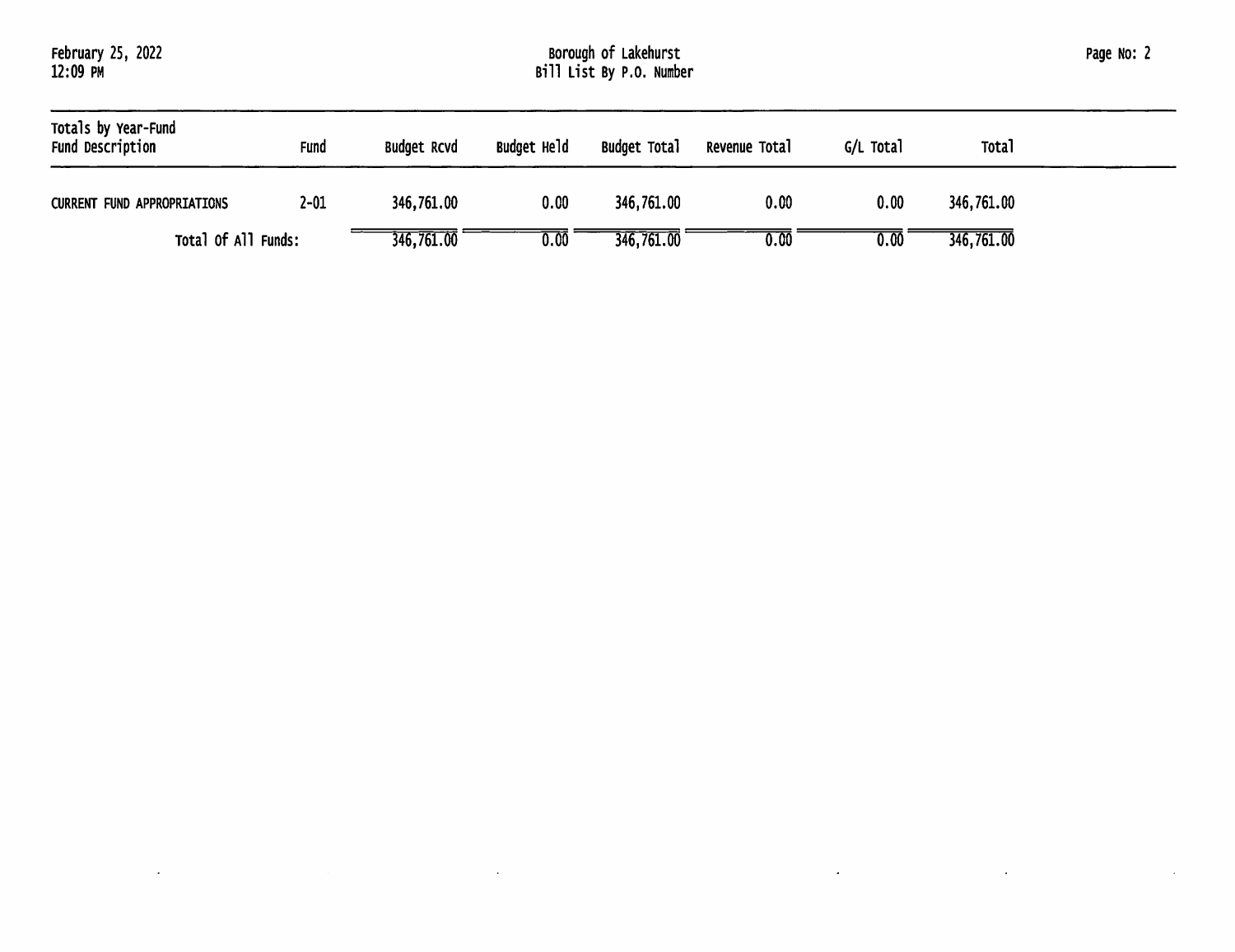| Totals by Year-Fund Fund Description | Fund | Budget Rcvd | Budget Held | Budget Total | Revenue Total | G/L Total | Total |
|---|---|---|---|---|---|---|---|
| CURRENT FUND APPROPRIATIONS | 2-01 | 346,761.00 | 0.00 | 346,761.00 | 0.00 | 0.00 | 346,761.00 |
| Total Of All Funds: | | 346,761.00 | 0.00 | 346,761.00 | 0.00 | 0.00 | 346,761.00 |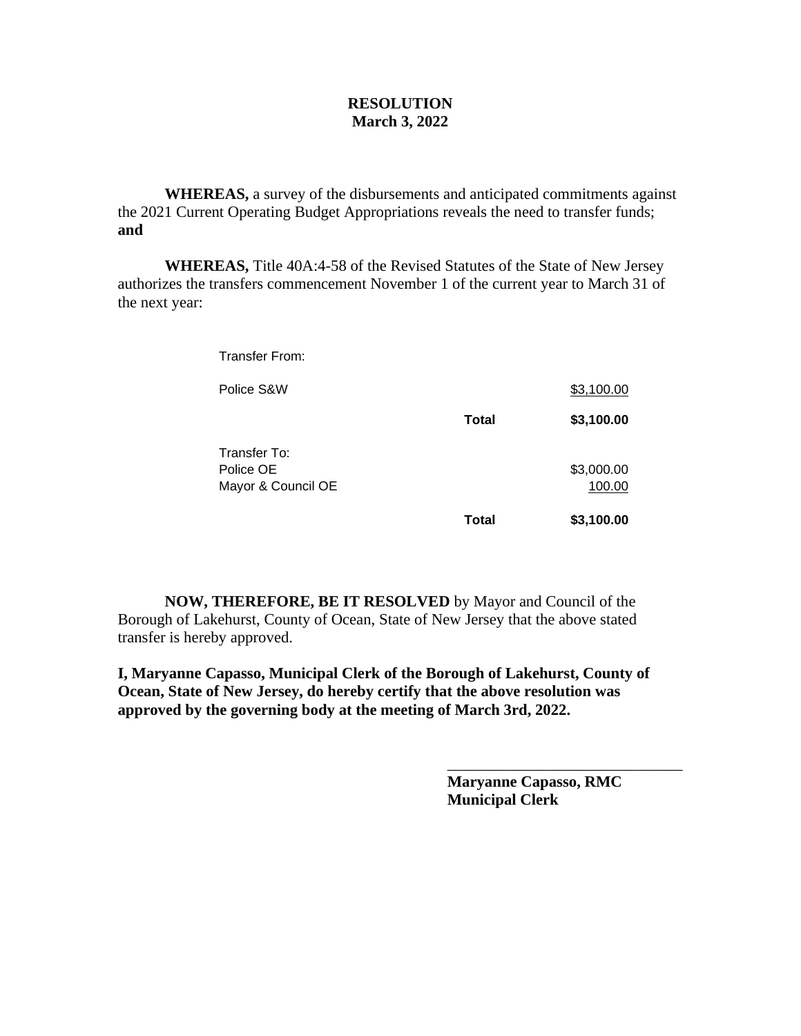**RESOLUTION**
**March 3, 2022**

**WHEREAS,** a survey of the disbursements and anticipated commitments against the 2021 Current Operating Budget Appropriations reveals the need to transfer funds; **and**

**WHEREAS,** Title 40A:4-58 of the Revised Statutes of the State of New Jersey authorizes the transfers commencement November 1 of the current year to March 31 of the next year:

| | | |
|---|---|---|
| Transfer From: | | |
| Police S&W | | $3,100.00 |
| | **Total** | **$3,100.00** |
| Transfer To: | | |
| Police OE | | $3,000.00 |
| Mayor & Council OE | | 100.00 |
| | **Total** | **$3,100.00** |

**NOW, THEREFORE, BE IT RESOLVED** by Mayor and Council of the Borough of Lakehurst, County of Ocean, State of New Jersey that the above stated transfer is hereby approved.

**I, Maryanne Capasso, Municipal Clerk of the Borough of Lakehurst, County of Ocean, State of New Jersey, do hereby certify that the above resolution was approved by the governing body at the meeting of March 3rd, 2022.**

\_\_\_\_\_\_\_\_\_\_\_\_\_\_\_\_\_\_\_\_\_\_\_\_\_\_\_\_\_\_\_\_
**Maryanne Capasso, RMC**
**Municipal Clerk**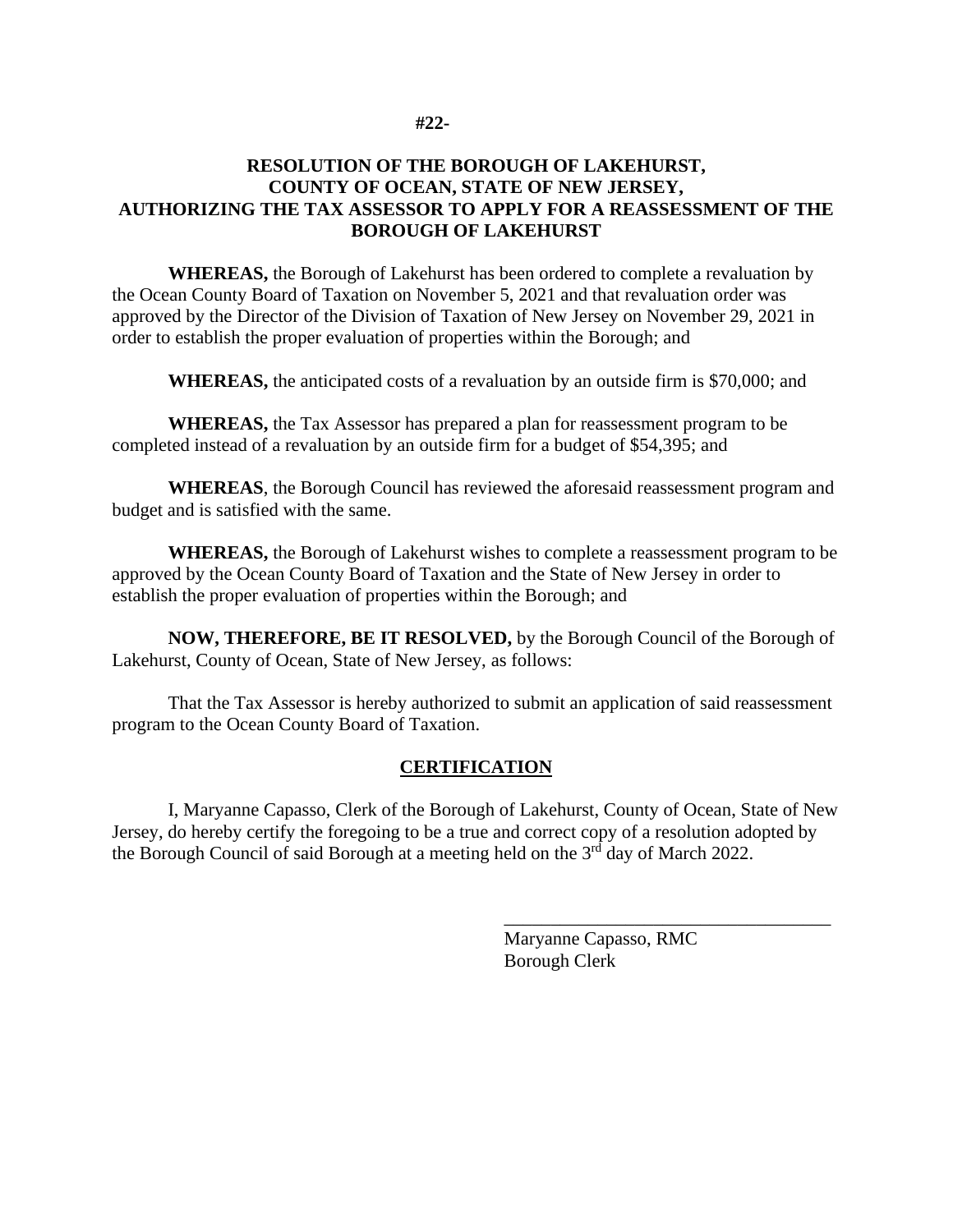**#22-**

# RESOLUTION OF THE BOROUGH OF LAKEHURST, COUNTY OF OCEAN, STATE OF NEW JERSEY, AUTHORIZING THE TAX ASSESSOR TO APPLY FOR A REASSESSMENT OF THE BOROUGH OF LAKEHURST

**WHEREAS,** the Borough of Lakehurst has been ordered to complete a revaluation by the Ocean County Board of Taxation on November 5, 2021 and that revaluation order was approved by the Director of the Division of Taxation of New Jersey on November 29, 2021 in order to establish the proper evaluation of properties within the Borough; and

**WHEREAS,** the anticipated costs of a revaluation by an outside firm is $70,000; and

**WHEREAS,** the Tax Assessor has prepared a plan for reassessment program to be completed instead of a revaluation by an outside firm for a budget of $54,395; and

**WHEREAS**, the Borough Council has reviewed the aforesaid reassessment program and budget and is satisfied with the same.

**WHEREAS,** the Borough of Lakehurst wishes to complete a reassessment program to be approved by the Ocean County Board of Taxation and the State of New Jersey in order to establish the proper evaluation of properties within the Borough; and

**NOW, THEREFORE, BE IT RESOLVED,** by the Borough Council of the Borough of Lakehurst, County of Ocean, State of New Jersey, as follows:

That the Tax Assessor is hereby authorized to submit an application of said reassessment program to the Ocean County Board of Taxation.

## CERTIFICATION

I, Maryanne Capasso, Clerk of the Borough of Lakehurst, County of Ocean, State of New Jersey, do hereby certify the foregoing to be a true and correct copy of a resolution adopted by the Borough Council of said Borough at a meeting held on the 3rd day of March 2022.

\_\_\_\_\_\_\_\_\_\_\_\_\_\_\_\_\_\_\_\_\_\_\_\_\_\_\_\_\_\_\_\_\_\_\_
Maryanne Capasso, RMC
Borough Clerk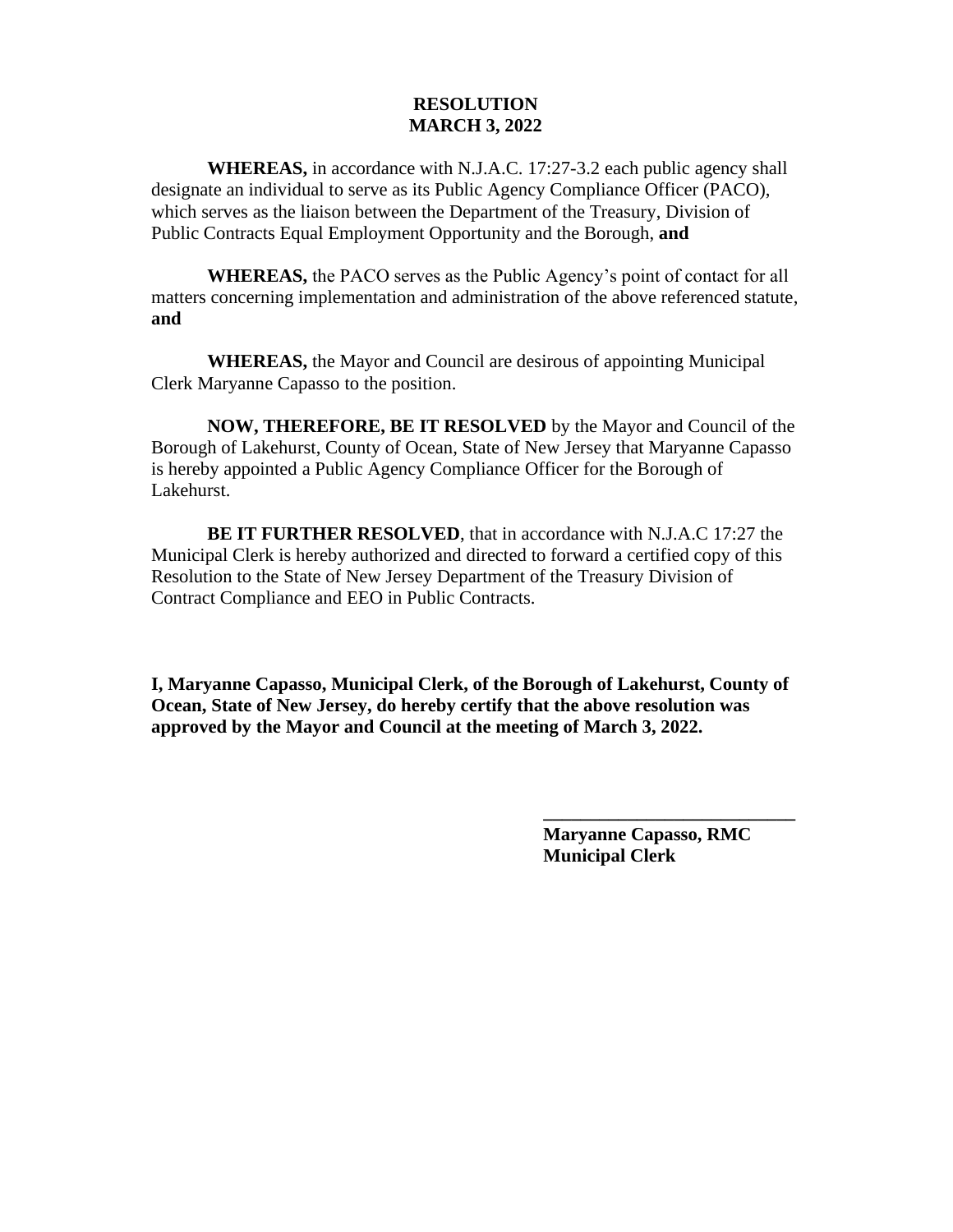**RESOLUTION**
**MARCH 3, 2022**

**WHEREAS,** in accordance with N.J.A.C. 17:27-3.2 each public agency shall designate an individual to serve as its Public Agency Compliance Officer (PACO), which serves as the liaison between the Department of the Treasury, Division of Public Contracts Equal Employment Opportunity and the Borough, **and**

**WHEREAS,** the PACO serves as the Public Agency's point of contact for all matters concerning implementation and administration of the above referenced statute, **and**

**WHEREAS,** the Mayor and Council are desirous of appointing Municipal Clerk Maryanne Capasso to the position.

**NOW, THEREFORE, BE IT RESOLVED** by the Mayor and Council of the Borough of Lakehurst, County of Ocean, State of New Jersey that Maryanne Capasso is hereby appointed a Public Agency Compliance Officer for the Borough of Lakehurst.

**BE IT FURTHER RESOLVED**, that in accordance with N.J.A.C 17:27 the Municipal Clerk is hereby authorized and directed to forward a certified copy of this Resolution to the State of New Jersey Department of the Treasury Division of Contract Compliance and EEO in Public Contracts.

**I, Maryanne Capasso, Municipal Clerk, of the Borough of Lakehurst, County of Ocean, State of New Jersey, do hereby certify that the above resolution was approved by the Mayor and Council at the meeting of March 3, 2022.**

**\_\_\_\_\_\_\_\_\_\_\_\_\_\_\_\_\_\_\_\_\_\_\_\_\_\_\_**
**Maryanne Capasso, RMC**
**Municipal Clerk**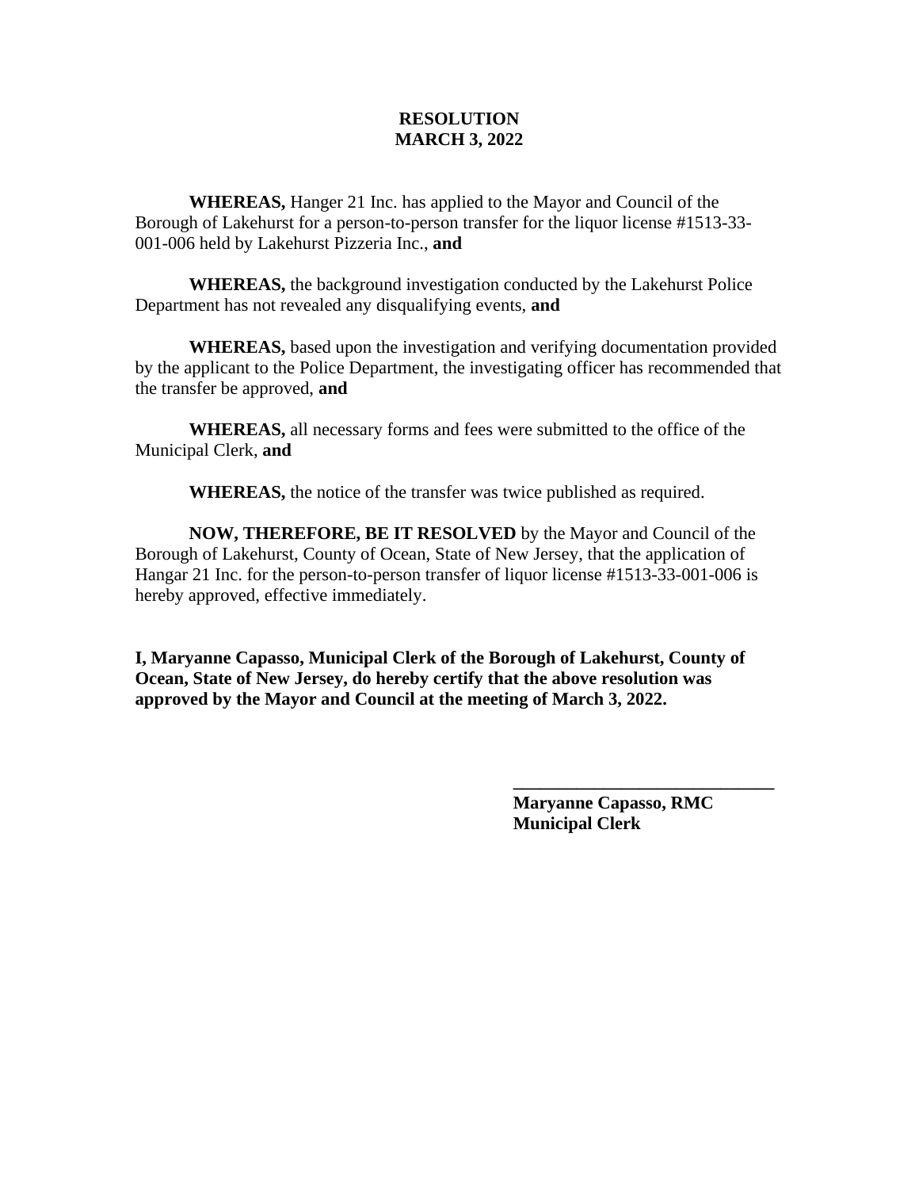**RESOLUTION**
**MARCH 3, 2022**

**WHEREAS,** Hanger 21 Inc. has applied to the Mayor and Council of the Borough of Lakehurst for a person-to-person transfer for the liquor license #1513-33-001-006 held by Lakehurst Pizzeria Inc., **and**

**WHEREAS,** the background investigation conducted by the Lakehurst Police Department has not revealed any disqualifying events, **and**

**WHEREAS,** based upon the investigation and verifying documentation provided by the applicant to the Police Department, the investigating officer has recommended that the transfer be approved, **and**

**WHEREAS,** all necessary forms and fees were submitted to the office of the Municipal Clerk, **and**

**WHEREAS,** the notice of the transfer was twice published as required.

**NOW, THEREFORE, BE IT RESOLVED** by the Mayor and Council of the Borough of Lakehurst, County of Ocean, State of New Jersey, that the application of Hangar 21 Inc. for the person-to-person transfer of liquor license #1513-33-001-006 is hereby approved, effective immediately.

**I, Maryanne Capasso, Municipal Clerk of the Borough of Lakehurst, County of Ocean, State of New Jersey, do hereby certify that the above resolution was approved by the Mayor and Council at the meeting of March 3, 2022.**

\_\_\_\_\_\_\_\_\_\_\_\_\_\_\_\_\_\_\_\_\_\_\_\_\_\_\_\_\_\_

**Maryanne Capasso, RMC**
**Municipal Clerk**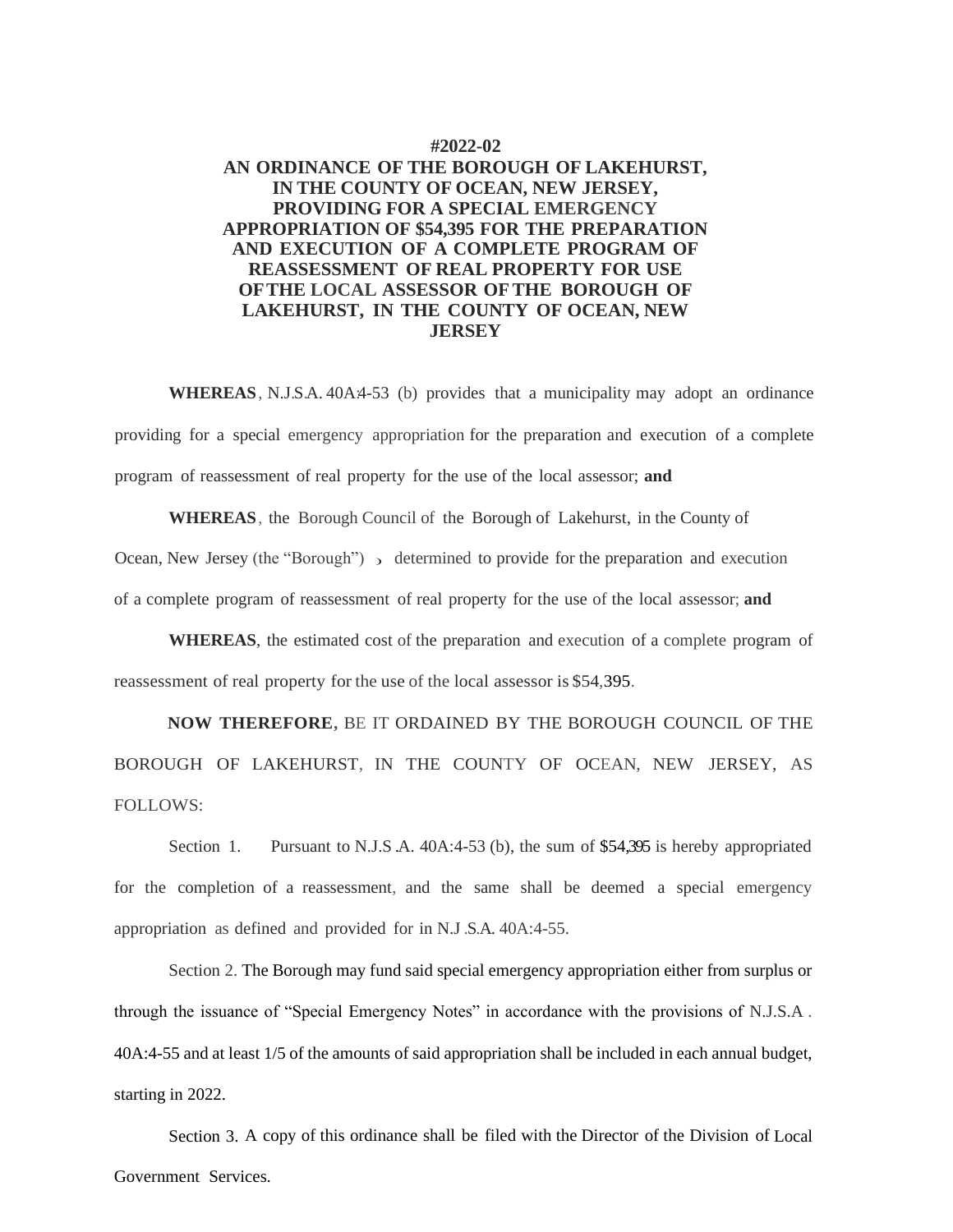**#2022-02**

**AN ORDINANCE OF THE BOROUGH OF LAKEHURST, IN THE COUNTY OF OCEAN, NEW JERSEY, PROVIDING FOR A SPECIAL EMERGENCY APPROPRIATION OF $54,395 FOR THE PREPARATION AND EXECUTION OF A COMPLETE PROGRAM OF REASSESSMENT OF REAL PROPERTY FOR USE OF THE LOCAL ASSESSOR OF THE BOROUGH OF LAKEHURST, IN THE COUNTY OF OCEAN, NEW JERSEY**

**WHEREAS**, N.J.S.A. 40A:4-53 (b) provides that a municipality may adopt an ordinance providing for a special emergency appropriation for the preparation and execution of a complete program of reassessment of real property for the use of the local assessor; **and**

**WHEREAS**, the Borough Council of the Borough of Lakehurst, in the County of Ocean, New Jersey (the "Borough"), determined to provide for the preparation and execution of a complete program of reassessment of real property for the use of the local assessor; **and**

**WHEREAS**, the estimated cost of the preparation and execution of a complete program of reassessment of real property for the use of the local assessor is $54,395.

**NOW THEREFORE,** BE IT ORDAINED BY THE BOROUGH COUNCIL OF THE BOROUGH OF LAKEHURST, IN THE COUNTY OF OCEAN, NEW JERSEY, AS FOLLOWS:

Section 1. Pursuant to N.J.S.A. 40A:4-53 (b), the sum of $54,395 is hereby appropriated for the completion of a reassessment, and the same shall be deemed a special emergency appropriation as defined and provided for in N.J.S.A. 40A:4-55.

Section 2. The Borough may fund said special emergency appropriation either from surplus or through the issuance of "Special Emergency Notes" in accordance with the provisions of N.J.S.A. 40A:4-55 and at least 1/5 of the amounts of said appropriation shall be included in each annual budget, starting in 2022.

Section 3. A copy of this ordinance shall be filed with the Director of the Division of Local Government Services.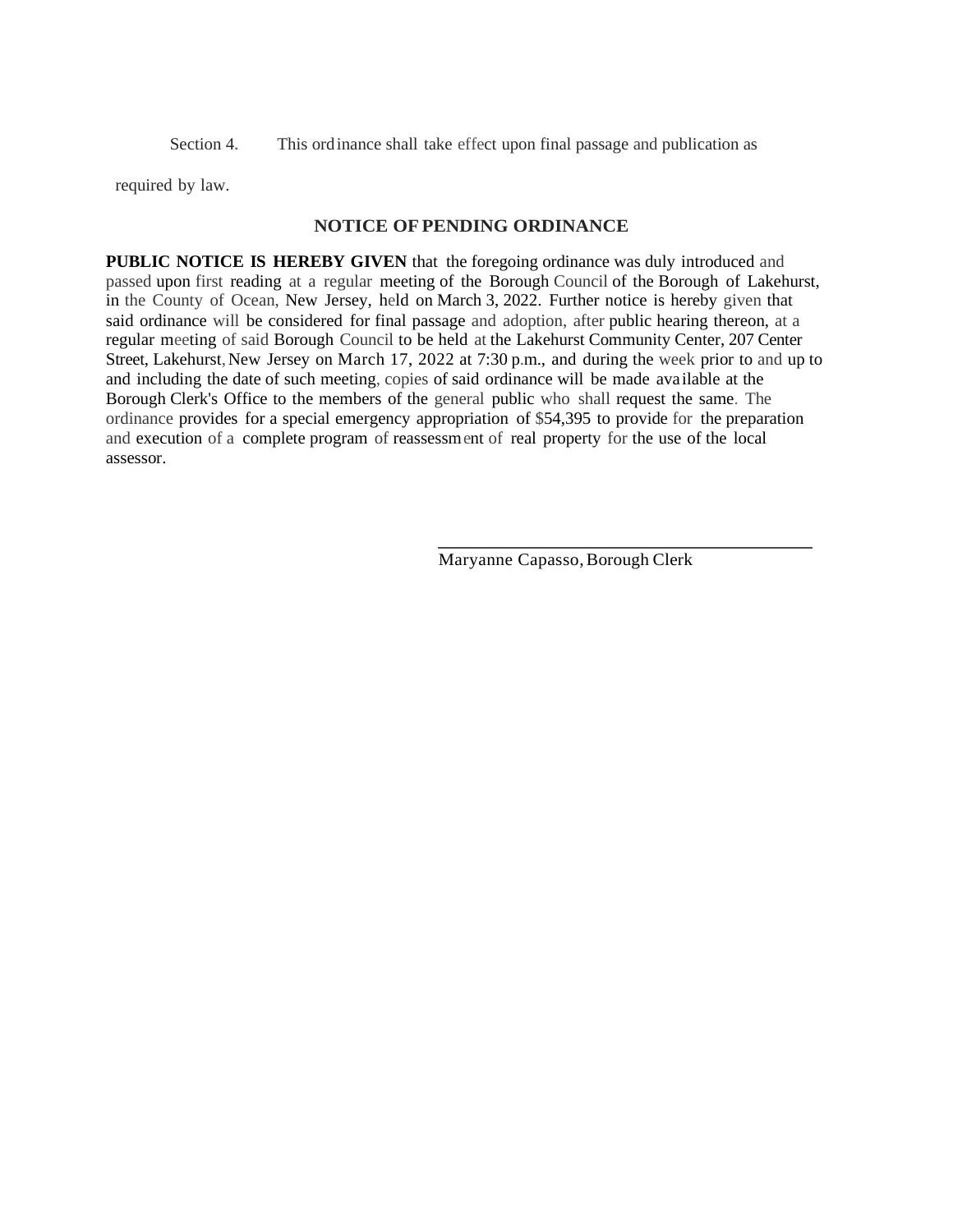Section 4. This ordinance shall take effect upon final passage and publication as required by law.

## NOTICE OF PENDING ORDINANCE

**PUBLIC NOTICE IS HEREBY GIVEN** that the foregoing ordinance was duly introduced and passed upon first reading at a regular meeting of the Borough Council of the Borough of Lakehurst, in the County of Ocean, New Jersey, held on March 3, 2022. Further notice is hereby given that said ordinance will be considered for final passage and adoption, after public hearing thereon, at a regular meeting of said Borough Council to be held at the Lakehurst Community Center, 207 Center Street, Lakehurst, New Jersey on March 17, 2022 at 7:30 p.m., and during the week prior to and up to and including the date of such meeting, copies of said ordinance will be made available at the Borough Clerk's Office to the members of the general public who shall request the same. The ordinance provides for a special emergency appropriation of $54,395 to provide for the preparation and execution of a complete program of reassessment of real property for the use of the local assessor.

\_\_\_\_\_\_\_\_\_\_\_\_\_\_\_\_\_\_\_\_\_\_\_\_\_\_\_\_\_\_\_\_\_\_\_\_

Maryanne Capasso, Borough Clerk